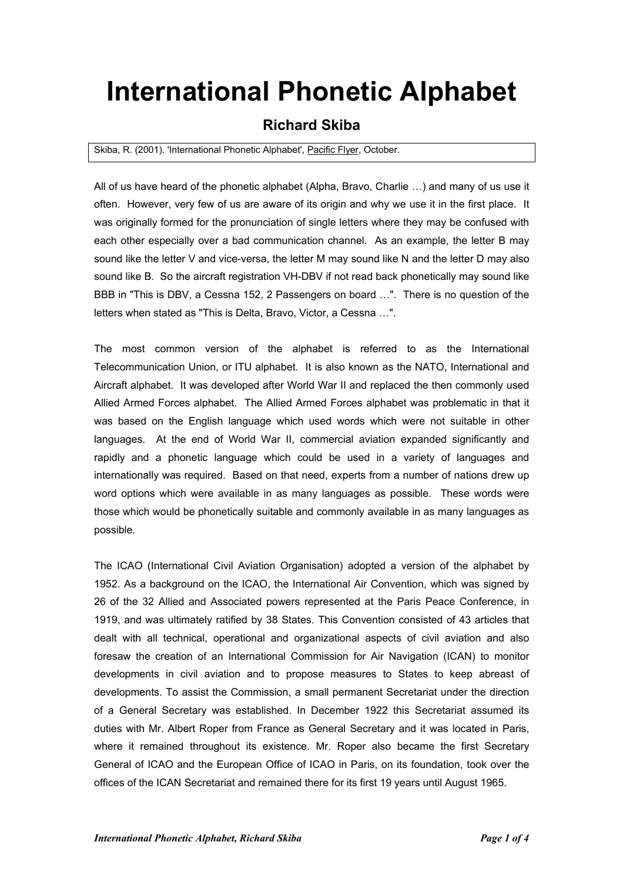# International Phonetic Alphabet

## Richard Skiba

Skiba, R. (2001). 'International Phonetic Alphabet', Pacific Flyer, October.

All of us have heard of the phonetic alphabet (Alpha, Bravo, Charlie …) and many of us use it often. However, very few of us are aware of its origin and why we use it in the first place. It was originally formed for the pronunciation of single letters where they may be confused with each other especially over a bad communication channel. As an example, the letter B may sound like the letter V and vice-versa, the letter M may sound like N and the letter D may also sound like B. So the aircraft registration VH-DBV if not read back phonetically may sound like BBB in "This is DBV, a Cessna 152, 2 Passengers on board …". There is no question of the letters when stated as "This is Delta, Bravo, Victor, a Cessna …".

The most common version of the alphabet is referred to as the International Telecommunication Union, or ITU alphabet. It is also known as the NATO, International and Aircraft alphabet. It was developed after World War II and replaced the then commonly used Allied Armed Forces alphabet. The Allied Armed Forces alphabet was problematic in that it was based on the English language which used words which were not suitable in other languages. At the end of World War II, commercial aviation expanded significantly and rapidly and a phonetic language which could be used in a variety of languages and internationally was required. Based on that need, experts from a number of nations drew up word options which were available in as many languages as possible. These words were those which would be phonetically suitable and commonly available in as many languages as possible.

The ICAO (International Civil Aviation Organisation) adopted a version of the alphabet by 1952. As a background on the ICAO, the International Air Convention, which was signed by 26 of the 32 Allied and Associated powers represented at the Paris Peace Conference, in 1919, and was ultimately ratified by 38 States. This Convention consisted of 43 articles that dealt with all technical, operational and organizational aspects of civil aviation and also foresaw the creation of an International Commission for Air Navigation (ICAN) to monitor developments in civil aviation and to propose measures to States to keep abreast of developments. To assist the Commission, a small permanent Secretariat under the direction of a General Secretary was established. In December 1922 this Secretariat assumed its duties with Mr. Albert Roper from France as General Secretary and it was located in Paris, where it remained throughout its existence. Mr. Roper also became the first Secretary General of ICAO and the European Office of ICAO in Paris, on its foundation, took over the offices of the ICAN Secretariat and remained there for its first 19 years until August 1965.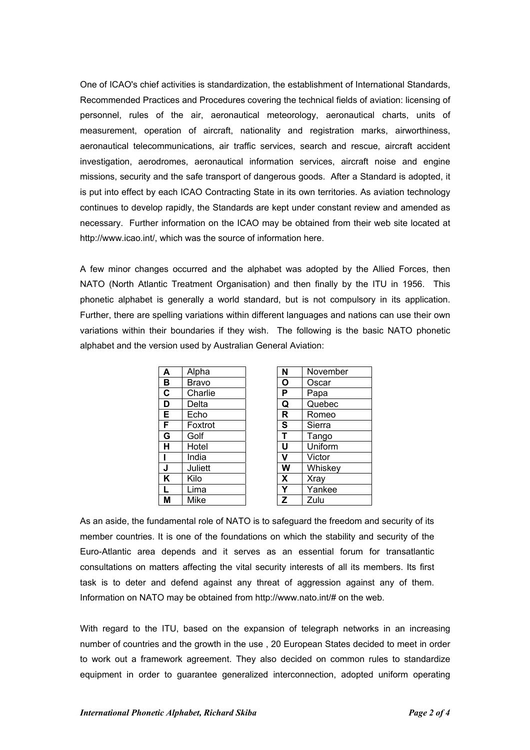One of ICAO's chief activities is standardization, the establishment of International Standards, Recommended Practices and Procedures covering the technical fields of aviation: licensing of personnel, rules of the air, aeronautical meteorology, aeronautical charts, units of measurement, operation of aircraft, nationality and registration marks, airworthiness, aeronautical telecommunications, air traffic services, search and rescue, aircraft accident investigation, aerodromes, aeronautical information services, aircraft noise and engine missions, security and the safe transport of dangerous goods. After a Standard is adopted, it is put into effect by each ICAO Contracting State in its own territories. As aviation technology continues to develop rapidly, the Standards are kept under constant review and amended as necessary. Further information on the ICAO may be obtained from their web site located at http://www.icao.int/, which was the source of information here.

A few minor changes occurred and the alphabet was adopted by the Allied Forces, then NATO (North Atlantic Treatment Organisation) and then finally by the ITU in 1956. This phonetic alphabet is generally a world standard, but is not compulsory in its application. Further, there are spelling variations within different languages and nations can use their own variations within their boundaries if they wish. The following is the basic NATO phonetic alphabet and the version used by Australian General Aviation:

| | |
|---|---|
| **A** | Alpha |
| **B** | Bravo |
| **C** | Charlie |
| **D** | Delta |
| **E** | Echo |
| **F** | Foxtrot |
| **G** | Golf |
| **H** | Hotel |
| **I** | India |
| **J** | Juliett |
| **K** | Kilo |
| **L** | Lima |
| **M** | Mike |

| | |
|---|---|
| **N** | November |
| **O** | Oscar |
| **P** | Papa |
| **Q** | Quebec |
| **R** | Romeo |
| **S** | Sierra |
| **T** | Tango |
| **U** | Uniform |
| **V** | Victor |
| **W** | Whiskey |
| **X** | Xray |
| **Y** | Yankee |
| **Z** | Zulu |

As an aside, the fundamental role of NATO is to safeguard the freedom and security of its member countries. It is one of the foundations on which the stability and security of the Euro-Atlantic area depends and it serves as an essential forum for transatlantic consultations on matters affecting the vital security interests of all its members. Its first task is to deter and defend against any threat of aggression against any of them. Information on NATO may be obtained from http://www.nato.int/# on the web.

With regard to the ITU, based on the expansion of telegraph networks in an increasing number of countries and the growth in the use , 20 European States decided to meet in order to work out a framework agreement. They also decided on common rules to standardize equipment in order to guarantee generalized interconnection, adopted uniform operating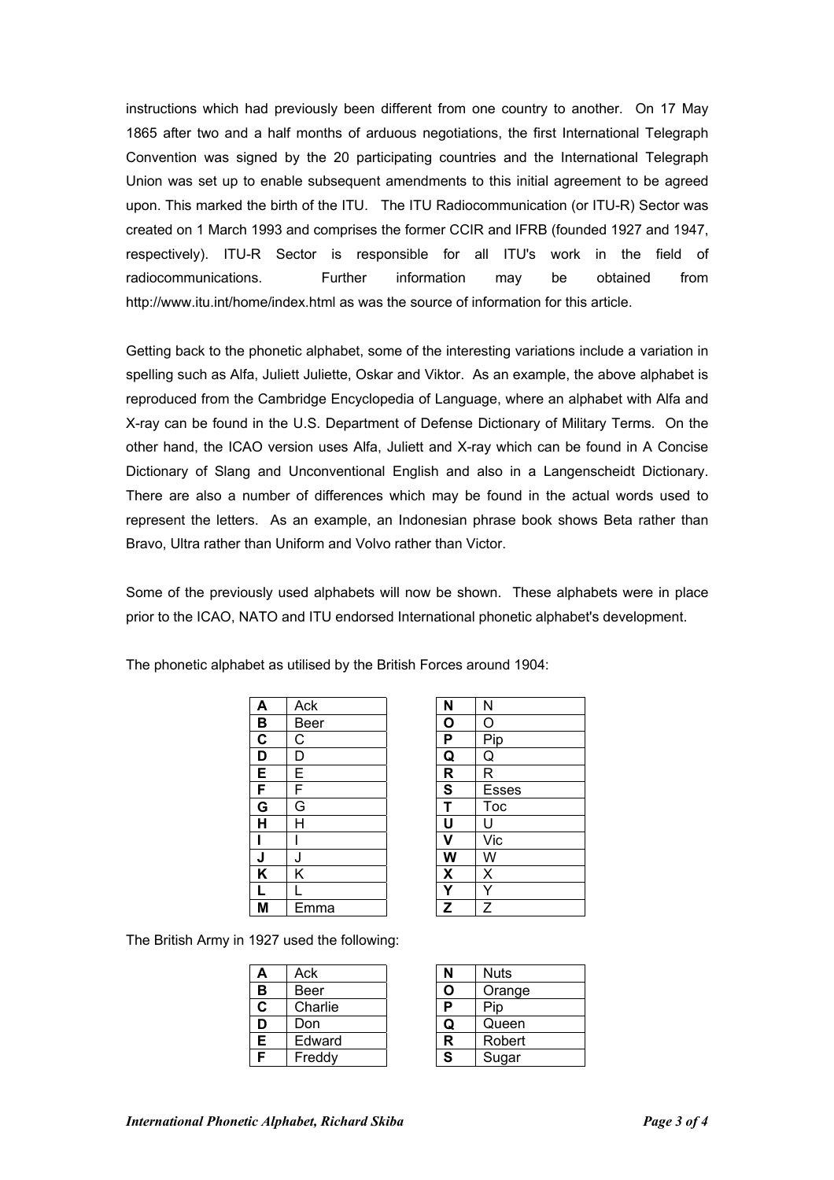instructions which had previously been different from one country to another. On 17 May 1865 after two and a half months of arduous negotiations, the first International Telegraph Convention was signed by the 20 participating countries and the International Telegraph Union was set up to enable subsequent amendments to this initial agreement to be agreed upon. This marked the birth of the ITU. The ITU Radiocommunication (or ITU-R) Sector was created on 1 March 1993 and comprises the former CCIR and IFRB (founded 1927 and 1947, respectively). ITU-R Sector is responsible for all ITU's work in the field of radiocommunications. Further information may be obtained from http://www.itu.int/home/index.html as was the source of information for this article.

Getting back to the phonetic alphabet, some of the interesting variations include a variation in spelling such as Alfa, Juliett Juliette, Oskar and Viktor. As an example, the above alphabet is reproduced from the Cambridge Encyclopedia of Language, where an alphabet with Alfa and X-ray can be found in the U.S. Department of Defense Dictionary of Military Terms. On the other hand, the ICAO version uses Alfa, Juliett and X-ray which can be found in A Concise Dictionary of Slang and Unconventional English and also in a Langenscheidt Dictionary. There are also a number of differences which may be found in the actual words used to represent the letters. As an example, an Indonesian phrase book shows Beta rather than Bravo, Ultra rather than Uniform and Volvo rather than Victor.

Some of the previously used alphabets will now be shown. These alphabets were in place prior to the ICAO, NATO and ITU endorsed International phonetic alphabet's development.

The phonetic alphabet as utilised by the British Forces around 1904:

| | |
|---|---|
| **A** | Ack |
| **B** | Beer |
| **C** | C |
| **D** | D |
| **E** | E |
| **F** | F |
| **G** | G |
| **H** | H |
| **I** | I |
| **J** | J |
| **K** | K |
| **L** | L |
| **M** | Emma |

| | |
|---|---|
| **N** | N |
| **O** | O |
| **P** | Pip |
| **Q** | Q |
| **R** | R |
| **S** | Esses |
| **T** | Toc |
| **U** | U |
| **V** | Vic |
| **W** | W |
| **X** | X |
| **Y** | Y |
| **Z** | Z |

The British Army in 1927 used the following:

| | |
|---|---|
| **A** | Ack |
| **B** | Beer |
| **C** | Charlie |
| **D** | Don |
| **E** | Edward |
| **F** | Freddy |

| | |
|---|---|
| **N** | Nuts |
| **O** | Orange |
| **P** | Pip |
| **Q** | Queen |
| **R** | Robert |
| **S** | Sugar |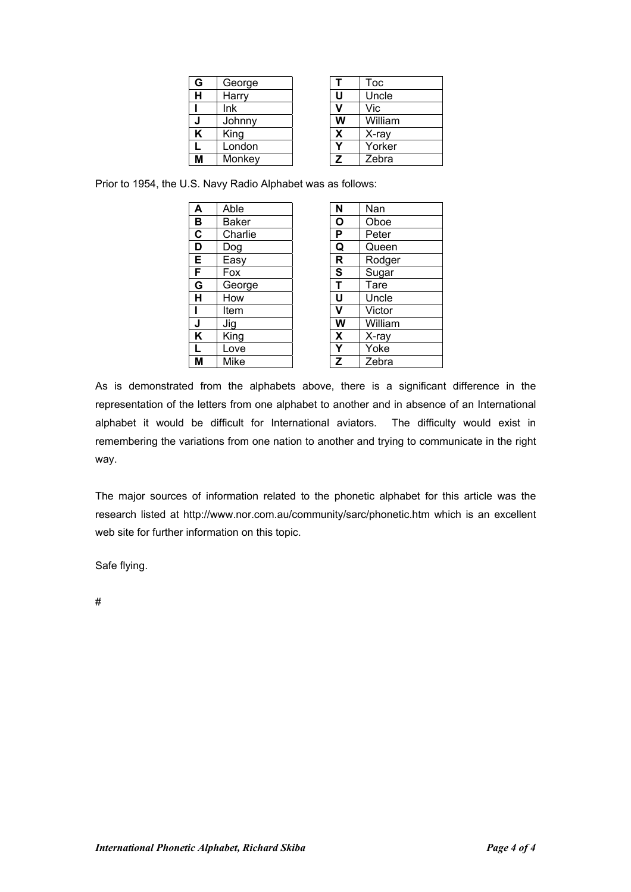| | | | | |
|---|---|---|---|---|
| **G** | George | | **T** | Toc |
| **H** | Harry | | **U** | Uncle |
| **I** | Ink | | **V** | Vic |
| **J** | Johnny | | **W** | William |
| **K** | King | | **X** | X-ray |
| **L** | London | | **Y** | Yorker |
| **M** | Monkey | | **Z** | Zebra |

Prior to 1954, the U.S. Navy Radio Alphabet was as follows:

| | | | | |
|---|---|---|---|---|
| **A** | Able | | **N** | Nan |
| **B** | Baker | | **O** | Oboe |
| **C** | Charlie | | **P** | Peter |
| **D** | Dog | | **Q** | Queen |
| **E** | Easy | | **R** | Rodger |
| **F** | Fox | | **S** | Sugar |
| **G** | George | | **T** | Tare |
| **H** | How | | **U** | Uncle |
| **I** | Item | | **V** | Victor |
| **J** | Jig | | **W** | William |
| **K** | King | | **X** | X-ray |
| **L** | Love | | **Y** | Yoke |
| **M** | Mike | | **Z** | Zebra |

As is demonstrated from the alphabets above, there is a significant difference in the representation of the letters from one alphabet to another and in absence of an International alphabet it would be difficult for International aviators. The difficulty would exist in remembering the variations from one nation to another and trying to communicate in the right way.

The major sources of information related to the phonetic alphabet for this article was the research listed at http://www.nor.com.au/community/sarc/phonetic.htm which is an excellent web site for further information on this topic.

Safe flying.

#